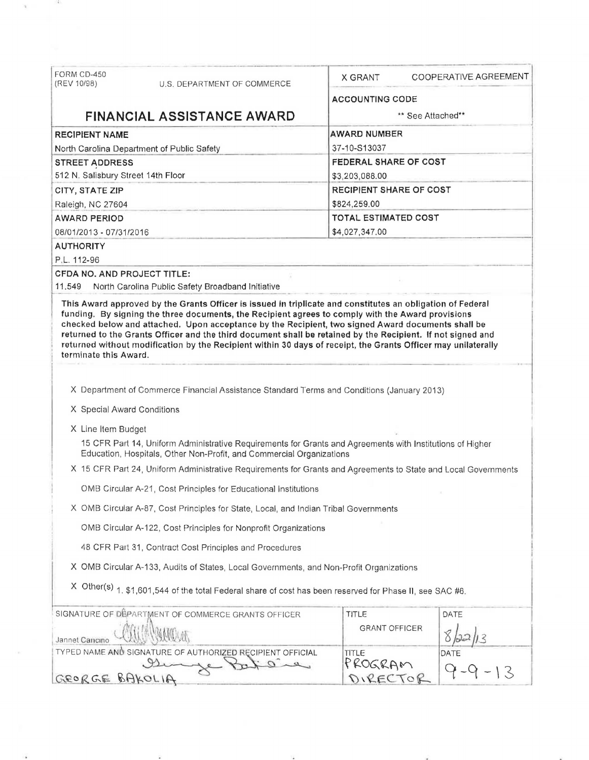FORM CD-450
(REV 10/98)

U.S. DEPARTMENT OF COMMERCE

# FINANCIAL ASSISTANCE AWARD

X GRANT　　COOPERATIVE AGREEMENT

| | |
|---|---|
| **RECIPIENT NAME**<br>North Carolina Department of Public Safety | **ACCOUNTING CODE**<br>** See Attached** |
| **STREET ADDRESS**<br>512 N. Salisbury Street 14th Floor | **AWARD NUMBER**<br>37-10-S13037 |
| **CITY, STATE ZIP**<br>Raleigh, NC 27604 | **FEDERAL SHARE OF COST**<br>$3,203,088.00 |
| **AWARD PERIOD**<br>08/01/2013 - 07/31/2016 | **RECIPIENT SHARE OF COST**<br>$824,259.00 |
| | **TOTAL ESTIMATED COST**<br>$4,027,347.00 |

**AUTHORITY**

P.L. 112-96

**CFDA NO. AND PROJECT TITLE:**

11.549　North Carolina Public Safety Broadband Initiative

**This Award approved by the Grants Officer is issued in triplicate and constitutes an obligation of Federal funding. By signing the three documents, the Recipient agrees to comply with the Award provisions checked below and attached. Upon acceptance by the Recipient, two signed Award documents shall be returned to the Grants Officer and the third document shall be retained by the Recipient. If not signed and returned without modification by the Recipient within 30 days of receipt, the Grants Officer may unilaterally terminate this Award.**

X Department of Commerce Financial Assistance Standard Terms and Conditions (January 2013)

X Special Award Conditions

X Line Item Budget

15 CFR Part 14, Uniform Administrative Requirements for Grants and Agreements with Institutions of Higher Education, Hospitals, Other Non-Profit, and Commercial Organizations

X 15 CFR Part 24, Uniform Administrative Requirements for Grants and Agreements to State and Local Governments

OMB Circular A-21, Cost Principles for Educational Institutions

X OMB Circular A-87, Cost Principles for State, Local, and Indian Tribal Governments

OMB Circular A-122, Cost Principles for Nonprofit Organizations

48 CFR Part 31, Contract Cost Principles and Procedures

X OMB Circular A-133, Audits of States, Local Governments, and Non-Profit Organizations

X Other(s) 1. $1,601,544 of the total Federal share of cost has been reserved for Phase II, see SAC #6.

| SIGNATURE OF DEPARTMENT OF COMMERCE GRANTS OFFICER | TITLE | DATE |
|---|---|---|
| Jannet Cancino | GRANT OFFICER | 8/22/13 |
| **TYPED NAME AND SIGNATURE OF AUTHORIZED RECIPIENT OFFICIAL** | **TITLE** | **DATE** |
| GEORGE BAKOLIA | PROGRAM DIRECTOR | 9-9-13 |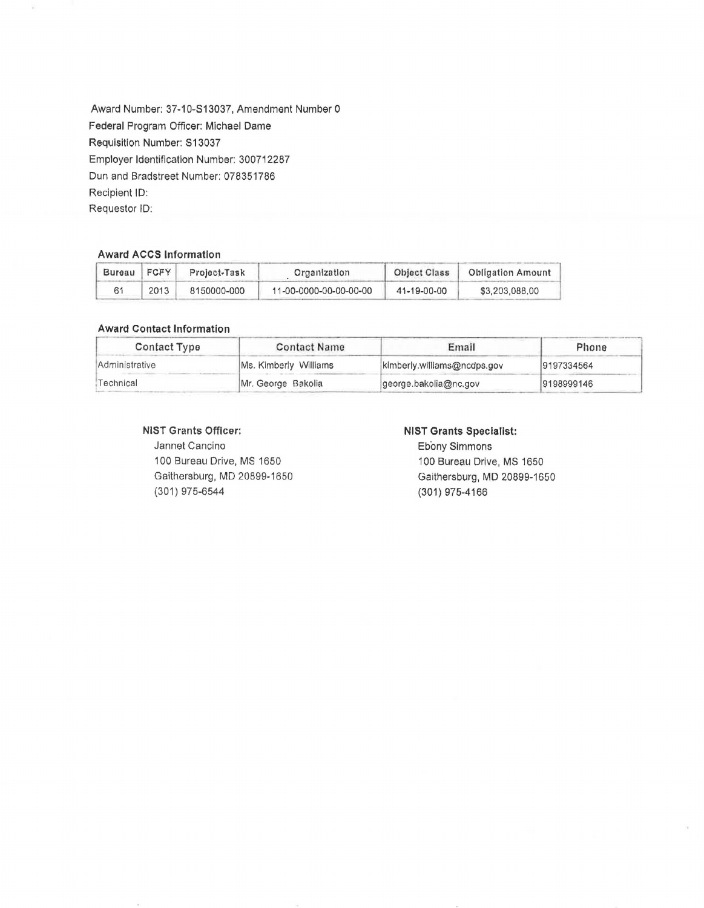Award Number: 37-10-S13037, Amendment Number 0
Federal Program Officer: Michael Dame
Requisition Number: S13037
Employer Identification Number: 300712287
Dun and Bradstreet Number: 078351786
Recipient ID:
Requestor ID:

**Award ACCS Information**

| Bureau | FCFY | Project-Task | Organization | Object Class | Obligation Amount |
|---|---|---|---|---|---|
| 61 | 2013 | 8150000-000 | 11-00-0000-00-00-00-00 | 41-19-00-00 | $3,203,088.00 |

**Award Contact Information**

| Contact Type | Contact Name | Email | Phone |
|---|---|---|---|
| Administrative | Ms. Kimberly Williams | kimberly.williams@ncdps.gov | 9197334564 |
| Technical | Mr. George Bakolia | george.bakolia@nc.gov | 9198999146 |

**NIST Grants Officer:**
Jannet Cancino
100 Bureau Drive, MS 1650
Gaithersburg, MD 20899-1650
(301) 975-6544

**NIST Grants Specialist:**
Ebony Simmons
100 Bureau Drive, MS 1650
Gaithersburg, MD 20899-1650
(301) 975-4166